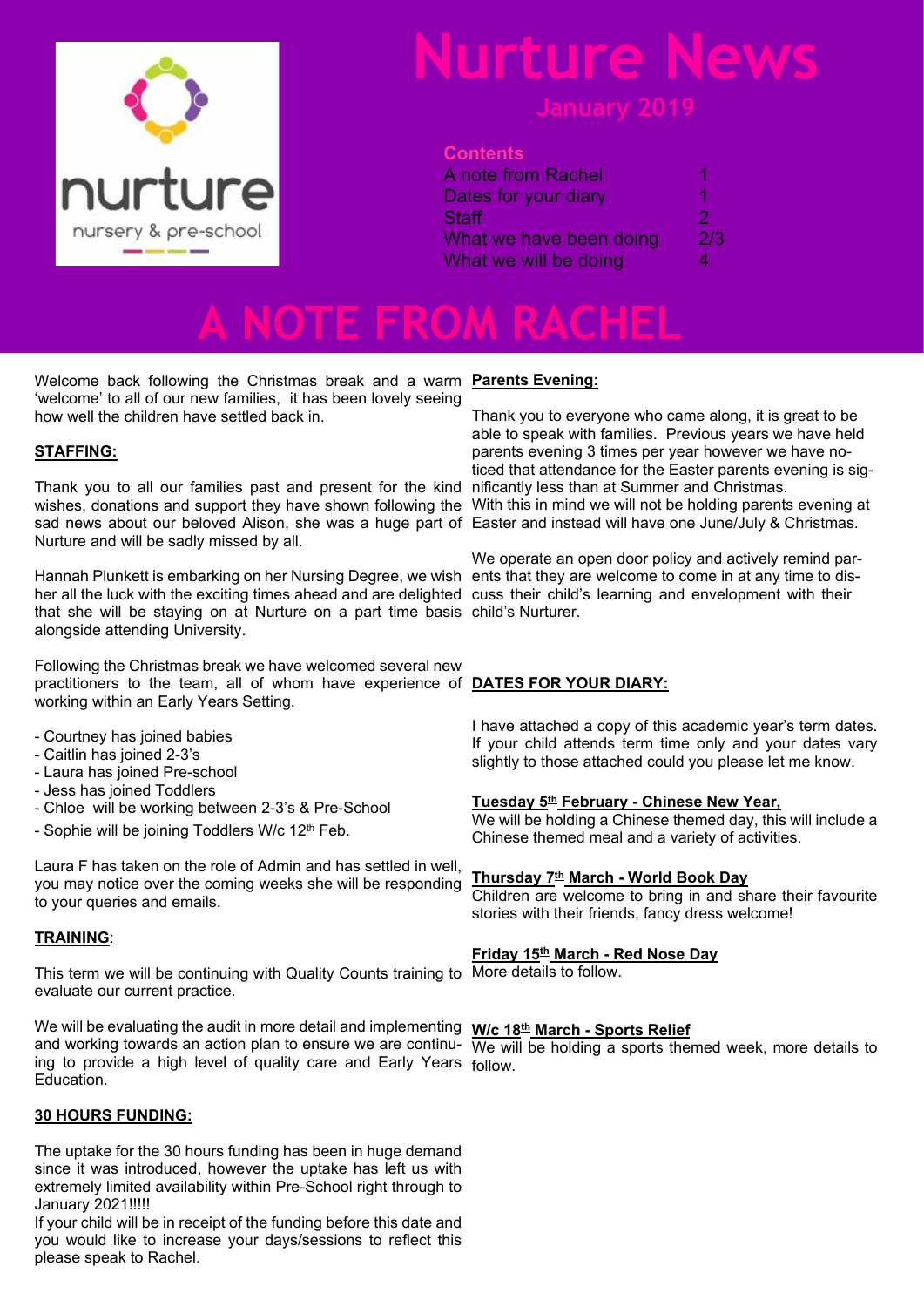nurture

nursery & pre-school

# Nurture News

January 2019

**Contents**

| | |
|---|---|
| A note from Rachel | 1 |
| Dates for your diary | 1 |
| Staff | 2 |
| What we have been doing | 2/3 |
| What we will be doing | 4 |

# A NOTE FROM RACHEL

Welcome back following the Christmas break and a warm 'welcome' to all of our new families, it has been lovely seeing how well the children have settled back in.

**STAFFING:**

Thank you to all our families past and present for the kind wishes, donations and support they have shown following the sad news about our beloved Alison, she was a huge part of Nurture and will be sadly missed by all.

Hannah Plunkett is embarking on her Nursing Degree, we wish her all the luck with the exciting times ahead and are delighted that she will be staying on at Nurture on a part time basis alongside attending University.

Following the Christmas break we have welcomed several new practitioners to the team, all of whom have experience of working within an Early Years Setting.

- Courtney has joined babies
- Caitlin has joined 2-3's
- Laura has joined Pre-school
- Jess has joined Toddlers
- Chloe will be working between 2-3's & Pre-School
- Sophie will be joining Toddlers W/c 12th Feb.

Laura F has taken on the role of Admin and has settled in well, you may notice over the coming weeks she will be responding to your queries and emails.

**TRAINING:**

This term we will be continuing with Quality Counts training to evaluate our current practice.

We will be evaluating the audit in more detail and implementing and working towards an action plan to ensure we are continuing to provide a high level of quality care and Early Years Education.

**30 HOURS FUNDING:**

The uptake for the 30 hours funding has been in huge demand since it was introduced, however the uptake has left us with extremely limited availability within Pre-School right through to January 2021!!!!!

If your child will be in receipt of the funding before this date and you would like to increase your days/sessions to reflect this please speak to Rachel.

**Parents Evening:**

Thank you to everyone who came along, it is great to be able to speak with families. Previous years we have held parents evening 3 times per year however we have noticed that attendance for the Easter parents evening is significantly less than at Summer and Christmas.

With this in mind we will not be holding parents evening at Easter and instead will have one June/July & Christmas.

We operate an open door policy and actively remind parents that they are welcome to come in at any time to discuss their child's learning and envelopment with their child's Nurturer.

**DATES FOR YOUR DIARY:**

I have attached a copy of this academic year's term dates. If your child attends term time only and your dates vary slightly to those attached could you please let me know.

**Tuesday 5th February - Chinese New Year,**
We will be holding a Chinese themed day, this will include a Chinese themed meal and a variety of activities.

**Thursday 7th March - World Book Day**
Children are welcome to bring in and share their favourite stories with their friends, fancy dress welcome!

**Friday 15th March - Red Nose Day**
More details to follow.

**W/c 18th March - Sports Relief**
We will be holding a sports themed week, more details to follow.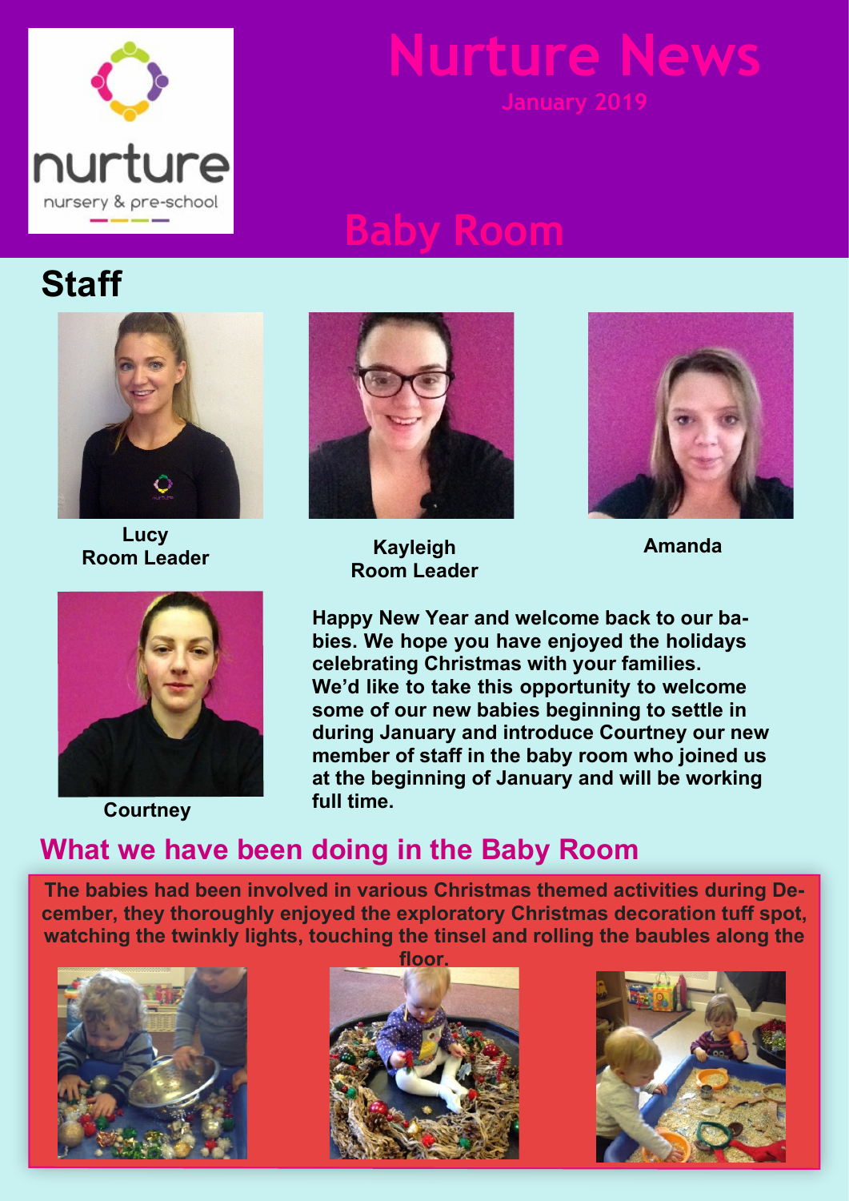# Nurture News

January 2019

# Baby Room

## Staff

**Lucy**
**Room Leader**

**Kayleigh**
**Room Leader**

**Amanda**

**Courtney**

**Happy New Year and welcome back to our babies. We hope you have enjoyed the holidays celebrating Christmas with your families. We'd like to take this opportunity to welcome some of our new babies beginning to settle in during January and introduce Courtney our new member of staff in the baby room who joined us at the beginning of January and will be working full time.**

## What we have been doing in the Baby Room

**The babies had been involved in various Christmas themed activities during December, they thoroughly enjoyed the exploratory Christmas decoration tuff spot, watching the twinkly lights, touching the tinsel and rolling the baubles along the floor.**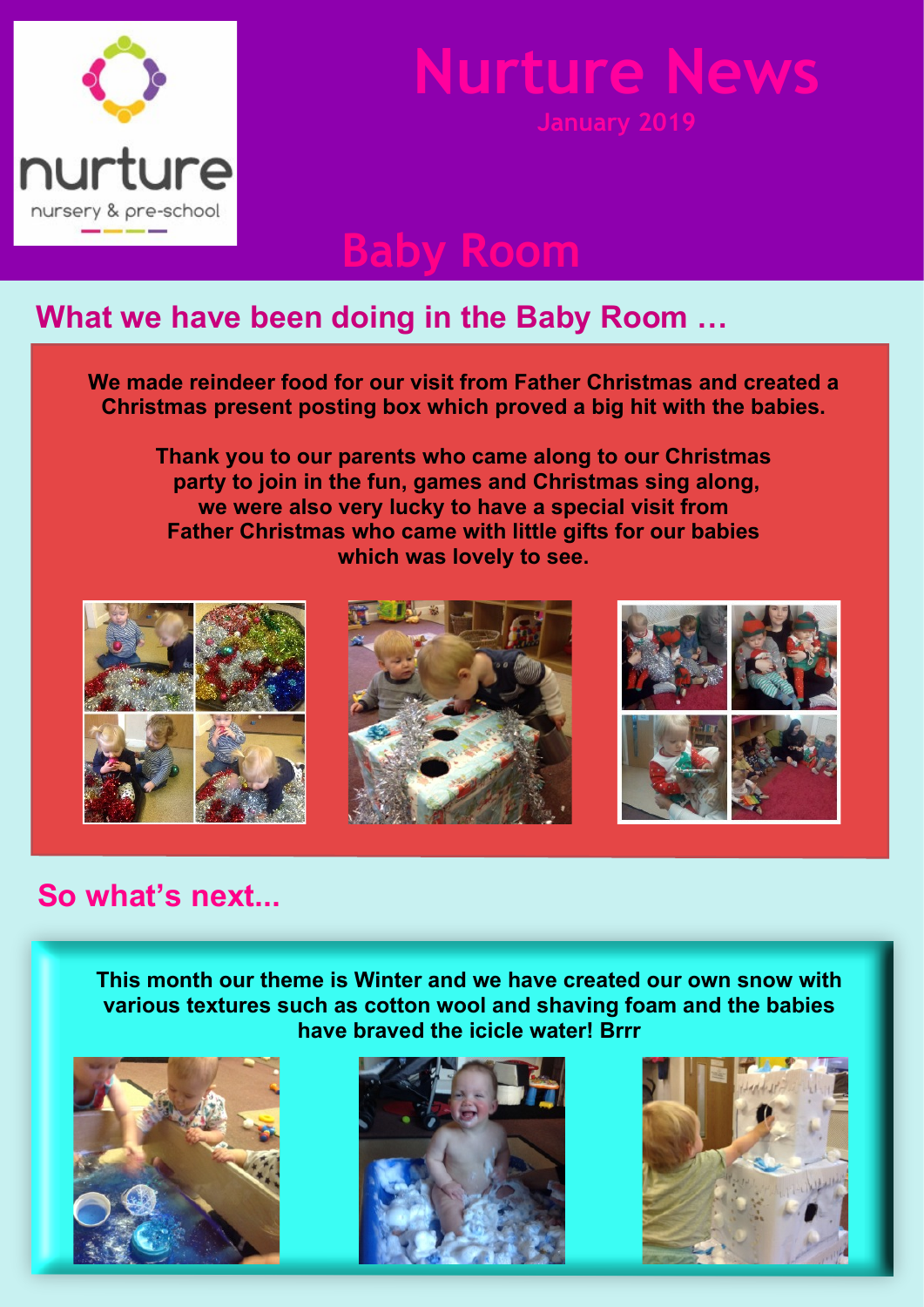# Nurture News

January 2019

nurture
nursery & pre-school

## Baby Room

### What we have been doing in the Baby Room …

**We made reindeer food for our visit from Father Christmas and created a Christmas present posting box which proved a big hit with the babies.**

**Thank you to our parents who came along to our Christmas party to join in the fun, games and Christmas sing along, we were also very lucky to have a special visit from Father Christmas who came with little gifts for our babies which was lovely to see.**

### So what's next...

**This month our theme is Winter and we have created our own snow with various textures such as cotton wool and shaving foam and the babies have braved the icicle water! Brrr**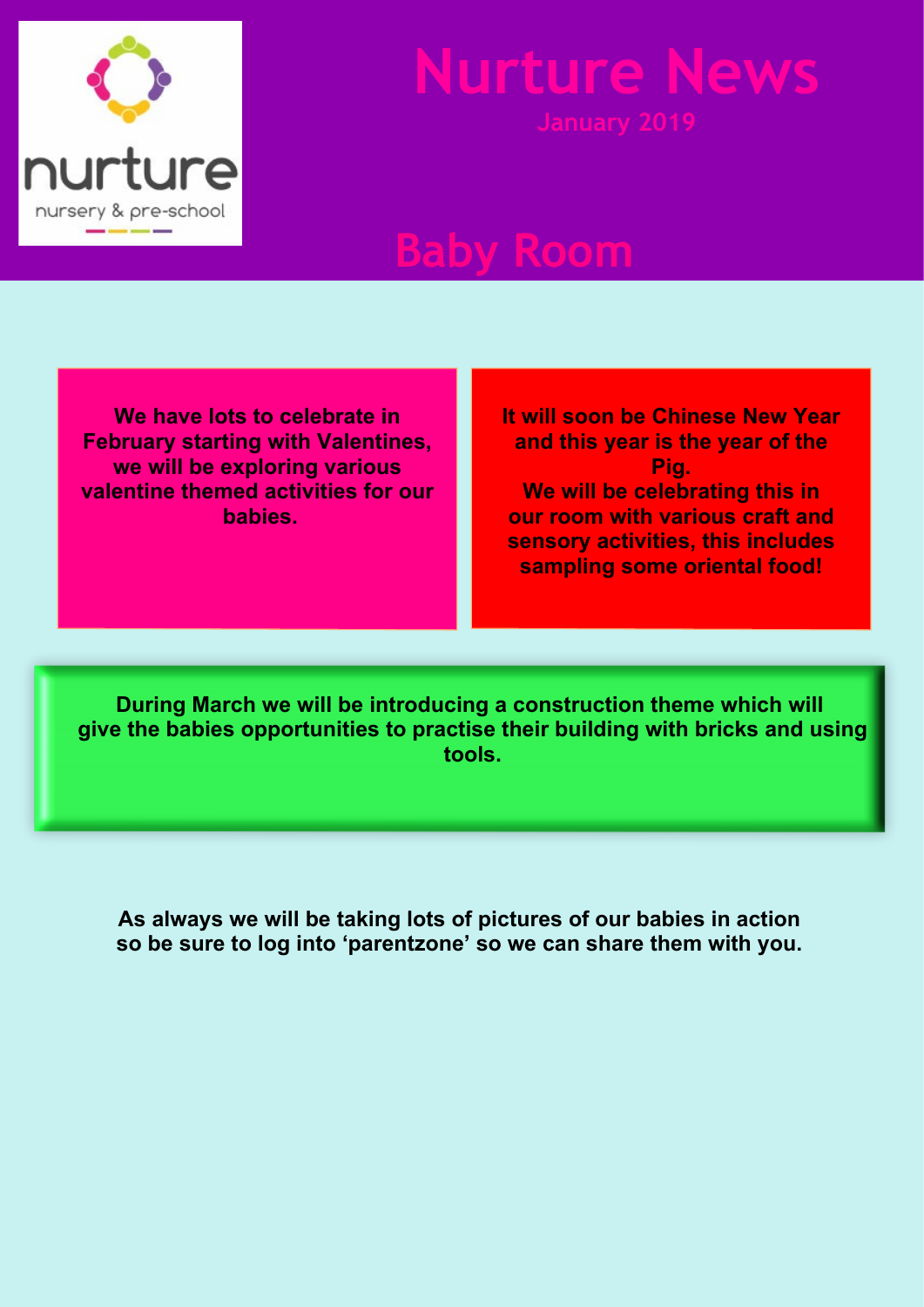nurture

nursery & pre-school

# Nurture News

January 2019

## Baby Room

**We have lots to celebrate in February starting with Valentines, we will be exploring various valentine themed activities for our babies.**

**It will soon be Chinese New Year and this year is the year of the Pig.**
**We will be celebrating this in our room with various craft and sensory activities, this includes sampling some oriental food!**

**During March we will be introducing a construction theme which will give the babies opportunities to practise their building with bricks and using tools.**

**As always we will be taking lots of pictures of our babies in action so be sure to log into 'parentzone' so we can share them with you.**